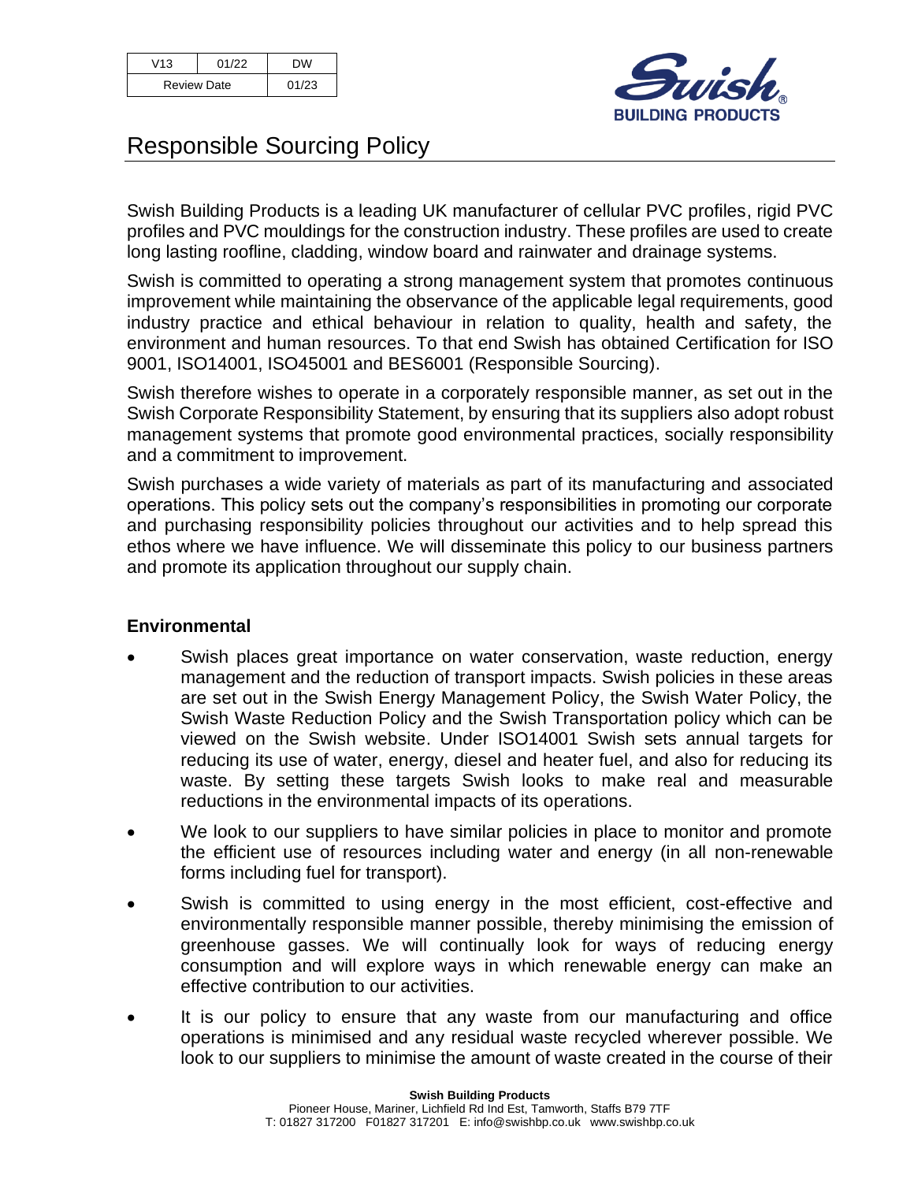| V13 | 01/22 | DW |
| --- | --- | --- |
| Review Date | | 01/23 |

# Responsible Sourcing Policy

Swish Building Products is a leading UK manufacturer of cellular PVC profiles, rigid PVC profiles and PVC mouldings for the construction industry. These profiles are used to create long lasting roofline, cladding, window board and rainwater and drainage systems.

Swish is committed to operating a strong management system that promotes continuous improvement while maintaining the observance of the applicable legal requirements, good industry practice and ethical behaviour in relation to quality, health and safety, the environment and human resources. To that end Swish has obtained Certification for ISO 9001, ISO14001, ISO45001 and BES6001 (Responsible Sourcing).

Swish therefore wishes to operate in a corporately responsible manner, as set out in the Swish Corporate Responsibility Statement, by ensuring that its suppliers also adopt robust management systems that promote good environmental practices, socially responsibility and a commitment to improvement.

Swish purchases a wide variety of materials as part of its manufacturing and associated operations. This policy sets out the company's responsibilities in promoting our corporate and purchasing responsibility policies throughout our activities and to help spread this ethos where we have influence. We will disseminate this policy to our business partners and promote its application throughout our supply chain.

**Environmental**

- Swish places great importance on water conservation, waste reduction, energy management and the reduction of transport impacts. Swish policies in these areas are set out in the Swish Energy Management Policy, the Swish Water Policy, the Swish Waste Reduction Policy and the Swish Transportation policy which can be viewed on the Swish website. Under ISO14001 Swish sets annual targets for reducing its use of water, energy, diesel and heater fuel, and also for reducing its waste. By setting these targets Swish looks to make real and measurable reductions in the environmental impacts of its operations.
- We look to our suppliers to have similar policies in place to monitor and promote the efficient use of resources including water and energy (in all non-renewable forms including fuel for transport).
- Swish is committed to using energy in the most efficient, cost-effective and environmentally responsible manner possible, thereby minimising the emission of greenhouse gasses. We will continually look for ways of reducing energy consumption and will explore ways in which renewable energy can make an effective contribution to our activities.
- It is our policy to ensure that any waste from our manufacturing and office operations is minimised and any residual waste recycled wherever possible. We look to our suppliers to minimise the amount of waste created in the course of their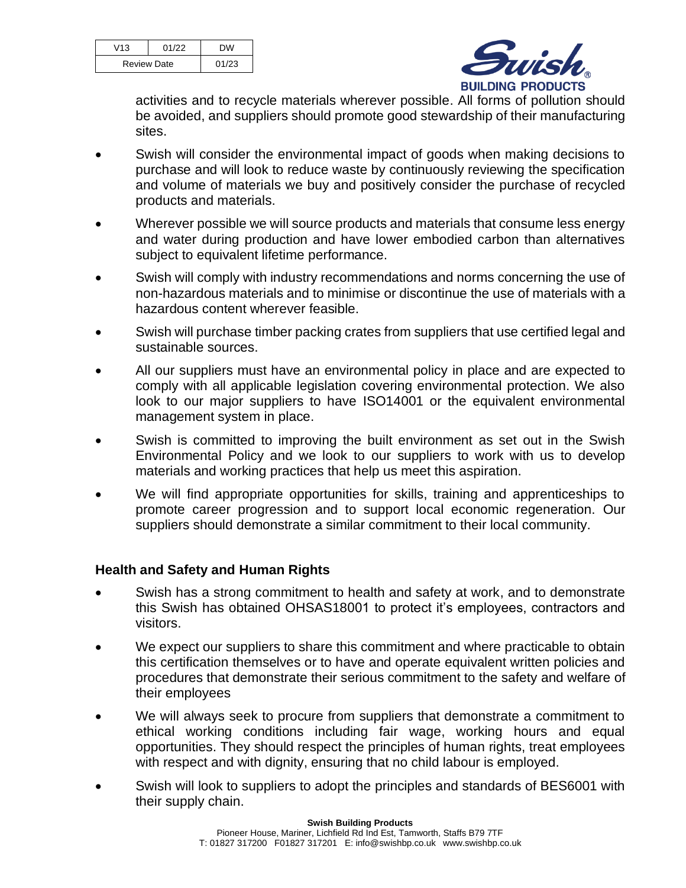activities and to recycle materials wherever possible. All forms of pollution should be avoided, and suppliers should promote good stewardship of their manufacturing sites.

- Swish will consider the environmental impact of goods when making decisions to purchase and will look to reduce waste by continuously reviewing the specification and volume of materials we buy and positively consider the purchase of recycled products and materials.
- Wherever possible we will source products and materials that consume less energy and water during production and have lower embodied carbon than alternatives subject to equivalent lifetime performance.
- Swish will comply with industry recommendations and norms concerning the use of non-hazardous materials and to minimise or discontinue the use of materials with a hazardous content wherever feasible.
- Swish will purchase timber packing crates from suppliers that use certified legal and sustainable sources.
- All our suppliers must have an environmental policy in place and are expected to comply with all applicable legislation covering environmental protection. We also look to our major suppliers to have ISO14001 or the equivalent environmental management system in place.
- Swish is committed to improving the built environment as set out in the Swish Environmental Policy and we look to our suppliers to work with us to develop materials and working practices that help us meet this aspiration.
- We will find appropriate opportunities for skills, training and apprenticeships to promote career progression and to support local economic regeneration. Our suppliers should demonstrate a similar commitment to their local community.

## Health and Safety and Human Rights

- Swish has a strong commitment to health and safety at work, and to demonstrate this Swish has obtained OHSAS18001 to protect it's employees, contractors and visitors.
- We expect our suppliers to share this commitment and where practicable to obtain this certification themselves or to have and operate equivalent written policies and procedures that demonstrate their serious commitment to the safety and welfare of their employees
- We will always seek to procure from suppliers that demonstrate a commitment to ethical working conditions including fair wage, working hours and equal opportunities. They should respect the principles of human rights, treat employees with respect and with dignity, ensuring that no child labour is employed.
- Swish will look to suppliers to adopt the principles and standards of BES6001 with their supply chain.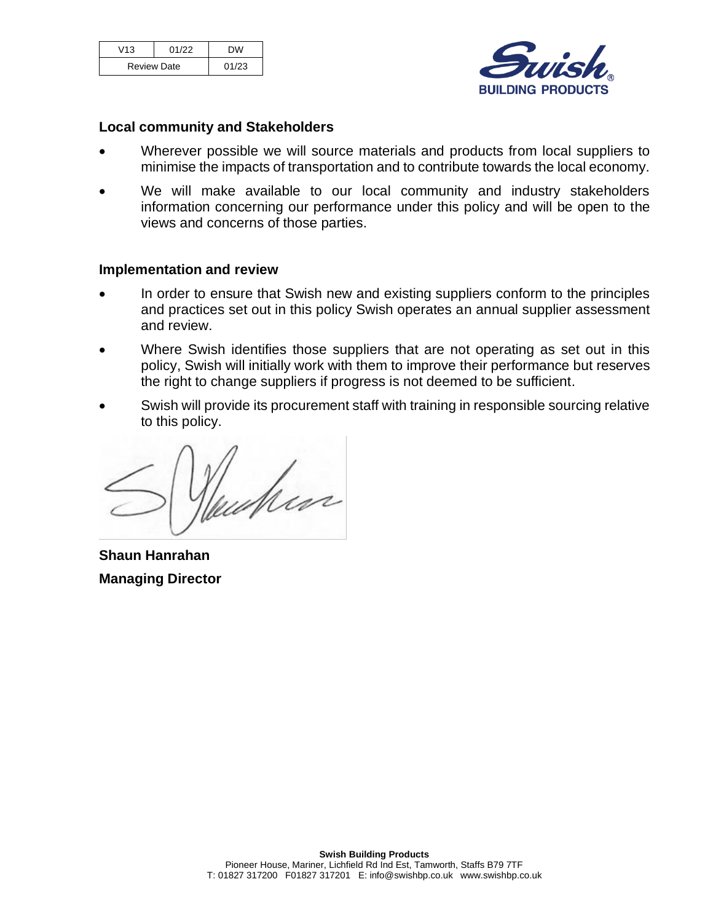| V13 | 01/22 | DW |
| --- | --- | --- |
| Review Date | | 01/23 |

## Local community and Stakeholders

- Wherever possible we will source materials and products from local suppliers to minimise the impacts of transportation and to contribute towards the local economy.
- We will make available to our local community and industry stakeholders information concerning our performance under this policy and will be open to the views and concerns of those parties.

## Implementation and review

- In order to ensure that Swish new and existing suppliers conform to the principles and practices set out in this policy Swish operates an annual supplier assessment and review.
- Where Swish identifies those suppliers that are not operating as set out in this policy, Swish will initially work with them to improve their performance but reserves the right to change suppliers if progress is not deemed to be sufficient.
- Swish will provide its procurement staff with training in responsible sourcing relative to this policy.

**Shaun Hanrahan**

**Managing Director**